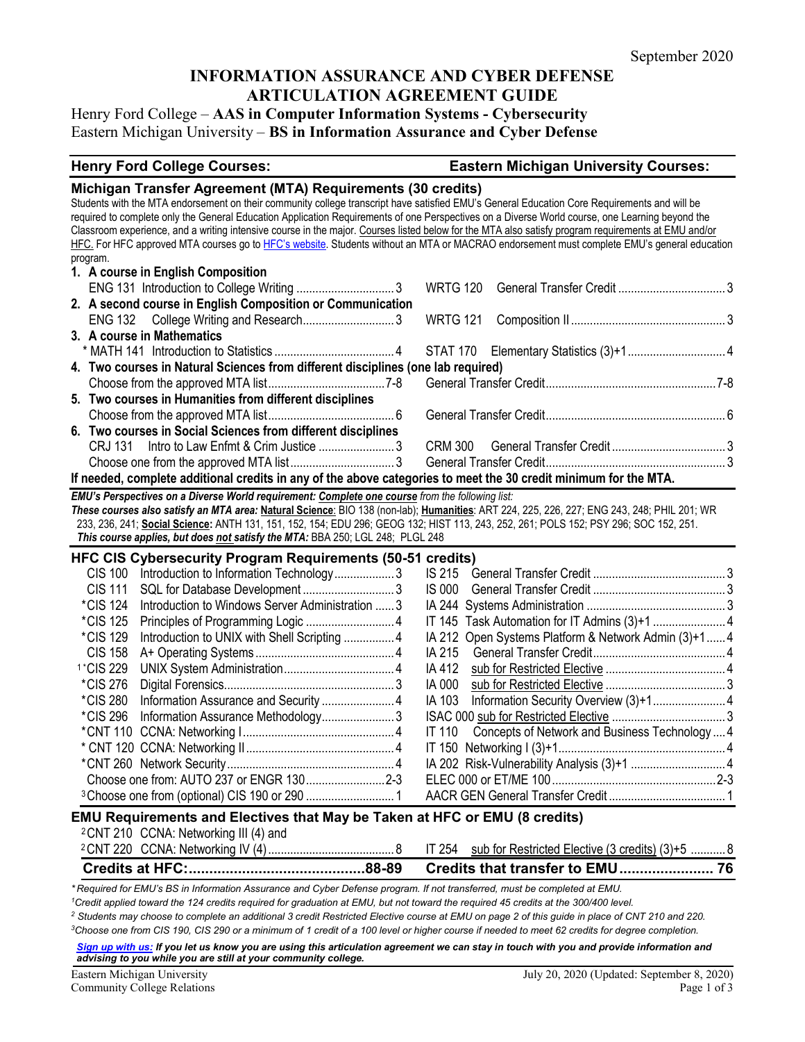September 2020

# INFORMATION ASSURANCE AND CYBER DEFENSE ARTICULATION AGREEMENT GUIDE

Henry Ford College – **AAS in Computer Information Systems - Cybersecurity**
Eastern Michigan University – **BS in Information Assurance and Cyber Defense**

| Henry Ford College Courses: | | Eastern Michigan University Courses: | |
|---|---|---|---|
| **Michigan Transfer Agreement (MTA) Requirements (30 credits)** | | | |

Students with the MTA endorsement on their community college transcript have satisfied EMU's General Education Core Requirements and will be required to complete only the General Education Application Requirements of one Perspectives on a Diverse World course, one Learning beyond the Classroom experience, and a writing intensive course in the major. Courses listed below for the MTA also satisfy program requirements at EMU and/or HFC. For HFC approved MTA courses go to HFC's website. Students without an MTA or MACRAO endorsement must complete EMU's general education program.

| Henry Ford College Courses | Credits | Eastern Michigan University Courses | Credits |
|---|---|---|---|
| **1. A course in English Composition** | | | |
| ENG 131 Introduction to College Writing | 3 | WRTG 120 General Transfer Credit | 3 |
| **2. A second course in English Composition or Communication** | | | |
| ENG 132 College Writing and Research | 3 | WRTG 121 Composition II | 3 |
| **3. A course in Mathematics** | | | |
| * MATH 141 Introduction to Statistics | 4 | STAT 170 Elementary Statistics (3)+1 | 4 |
| **4. Two courses in Natural Sciences from different disciplines (one lab required)** | | | |
| Choose from the approved MTA list | 7-8 | General Transfer Credit | 7-8 |
| **5. Two courses in Humanities from different disciplines** | | | |
| Choose from the approved MTA list | 6 | General Transfer Credit | 6 |
| **6. Two courses in Social Sciences from different disciplines** | | | |
| CRJ 131 Intro to Law Enfmt & Crim Justice | 3 | CRM 300 General Transfer Credit | 3 |
| Choose one from the approved MTA list | 3 | General Transfer Credit | 3 |

**If needed, complete additional credits in any of the above categories to meet the 30 credit minimum for the MTA.**

***EMU's Perspectives on a Diverse World requirement: Complete one course** from the following list:*
***These courses also satisfy an MTA area:* Natural Science**: BIO 138 (non-lab); **Humanities**: ART 224, 225, 226, 227; ENG 243, 248; PHIL 201; WR 233, 236, 241; **Social Science:** ANTH 131, 151, 152, 154; EDU 296; GEOG 132; HIST 113, 243, 252, 261; POLS 152; PSY 296; SOC 152, 251.
***This course applies, but does not satisfy the MTA:*** BBA 250; LGL 248; PLGL 248

## HFC CIS Cybersecurity Program Requirements (50-51 credits)

| Henry Ford College Courses | Credits | Eastern Michigan University Courses | Credits |
|---|---|---|---|
| CIS 100 Introduction to Information Technology | 3 | IS 215 General Transfer Credit | 3 |
| CIS 111 SQL for Database Development | 3 | IS 000 General Transfer Credit | 3 |
| *CIS 124 Introduction to Windows Server Administration | 3 | IA 244 Systems Administration | 3 |
| *CIS 125 Principles of Programming Logic | 4 | IT 145 Task Automation for IT Admins (3)+1 | 4 |
| *CIS 129 Introduction to UNIX with Shell Scripting | 4 | IA 212 Open Systems Platform & Network Admin (3)+1 | 4 |
| CIS 158 A+ Operating Systems | 4 | IA 215 General Transfer Credit | 4 |
| [1]*CIS 229 UNIX System Administration | 4 | IA 412 sub for Restricted Elective | 4 |
| *CIS 276 Digital Forensics | 3 | IA 000 sub for Restricted Elective | 3 |
| *CIS 280 Information Assurance and Security | 4 | IA 103 Information Security Overview (3)+1 | 4 |
| *CIS 296 Information Assurance Methodology | 3 | ISAC 000 sub for Restricted Elective | 3 |
| *CNT 110 CCNA: Networking I | 4 | IT 110 Concepts of Network and Business Technology | 4 |
| * CNT 120 CCNA: Networking II | 4 | IT 150 Networking I (3)+1 | 4 |
| *CNT 260 Network Security | 4 | IA 202 Risk-Vulnerability Analysis (3)+1 | 4 |
| Choose one from: AUTO 237 or ENGR 130 | 2-3 | ELEC 000 or ET/ME 100 | 2-3 |
| [3]Choose one from (optional) CIS 190 or 290 | 1 | AACR GEN General Transfer Credit | 1 |

## EMU Requirements and Electives that May be Taken at HFC or EMU (8 credits)

| Henry Ford College Courses | Credits | Eastern Michigan University Courses | Credits |
|---|---|---|---|
| [2]CNT 210 CCNA: Networking III (4) and<br>[2]CNT 220 CCNA: Networking IV (4) | 8 | IT 254 sub for Restricted Elective (3 credits) (3)+5 | 8 |
| **Credits at HFC:** | **88-89** | **Credits that transfer to EMU** | **76** |

*\* Required for EMU's BS in Information Assurance and Cyber Defense program. If not transferred, must be completed at EMU.*
*[1]Credit applied toward the 124 credits required for graduation at EMU, but not toward the required 45 credits at the 300/400 level.*
*[2] Students may choose to complete an additional 3 credit Restricted Elective course at EMU on page 2 of this guide in place of CNT 210 and 220.*
*[3]Choose one from CIS 190, CIS 290 or a minimum of 1 credit of a 100 level or higher course if needed to meet 62 credits for degree completion.*

***Sign up with us:** If you let us know you are using this articulation agreement we can stay in touch with you and provide information and advising to you while you are still at your community college.*

Eastern Michigan University
Community College Relations

July 20, 2020 (Updated: September 8, 2020)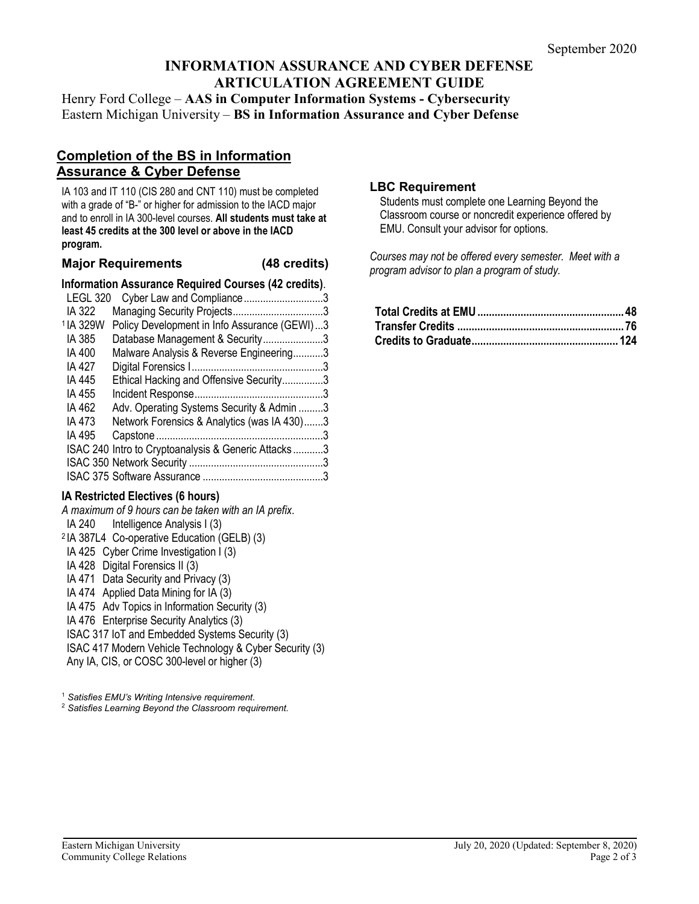September 2020

# INFORMATION ASSURANCE AND CYBER DEFENSE ARTICULATION AGREEMENT GUIDE

Henry Ford College – **AAS in Computer Information Systems - Cybersecurity**
Eastern Michigan University – **BS in Information Assurance and Cyber Defense**

## Completion of the BS in Information Assurance & Cyber Defense

IA 103 and IT 110 (CIS 280 and CNT 110) must be completed with a grade of "B-" or higher for admission to the IACD major and to enroll in IA 300-level courses. **All students must take at least 45 credits at the 300 level or above in the IACD program.**

### Major Requirements (48 credits)

**Information Assurance Required Courses (42 credits)**.

| Course | Title | Credits |
|---|---|---|
| LEGL 320 | Cyber Law and Compliance | 3 |
| IA 322 | Managing Security Projects | 3 |
| [1] IA 329W | Policy Development in Info Assurance (GEWI) | 3 |
| IA 385 | Database Management & Security | 3 |
| IA 400 | Malware Analysis & Reverse Engineering | 3 |
| IA 427 | Digital Forensics I | 3 |
| IA 445 | Ethical Hacking and Offensive Security | 3 |
| IA 455 | Incident Response | 3 |
| IA 462 | Adv. Operating Systems Security & Admin | 3 |
| IA 473 | Network Forensics & Analytics (was IA 430) | 3 |
| IA 495 | Capstone | 3 |
| ISAC 240 | Intro to Cryptoanalysis & Generic Attacks | 3 |
| ISAC 350 | Network Security | 3 |
| ISAC 375 | Software Assurance | 3 |

**IA Restricted Electives (6 hours)**

*A maximum of 9 hours can be taken with an IA prefix*.

- IA 240 Intelligence Analysis I (3)
- [2] IA 387L4 Co-operative Education (GELB) (3)
- IA 425 Cyber Crime Investigation I (3)
- IA 428 Digital Forensics II (3)
- IA 471 Data Security and Privacy (3)
- IA 474 Applied Data Mining for IA (3)
- IA 475 Adv Topics in Information Security (3)
- IA 476 Enterprise Security Analytics (3)
- ISAC 317 IoT and Embedded Systems Security (3)
- ISAC 417 Modern Vehicle Technology & Cyber Security (3)
- Any IA, CIS, or COSC 300-level or higher (3)

[1] *Satisfies EMU's Writing Intensive requirement.*
[2] *Satisfies Learning Beyond the Classroom requirement.*

### LBC Requirement

Students must complete one Learning Beyond the Classroom course or noncredit experience offered by EMU. Consult your advisor for options.

*Courses may not be offered every semester. Meet with a program advisor to plan a program of study.*

| | |
|---|---|
| **Total Credits at EMU** | **48** |
| **Transfer Credits** | **76** |
| **Credits to Graduate** | **124** |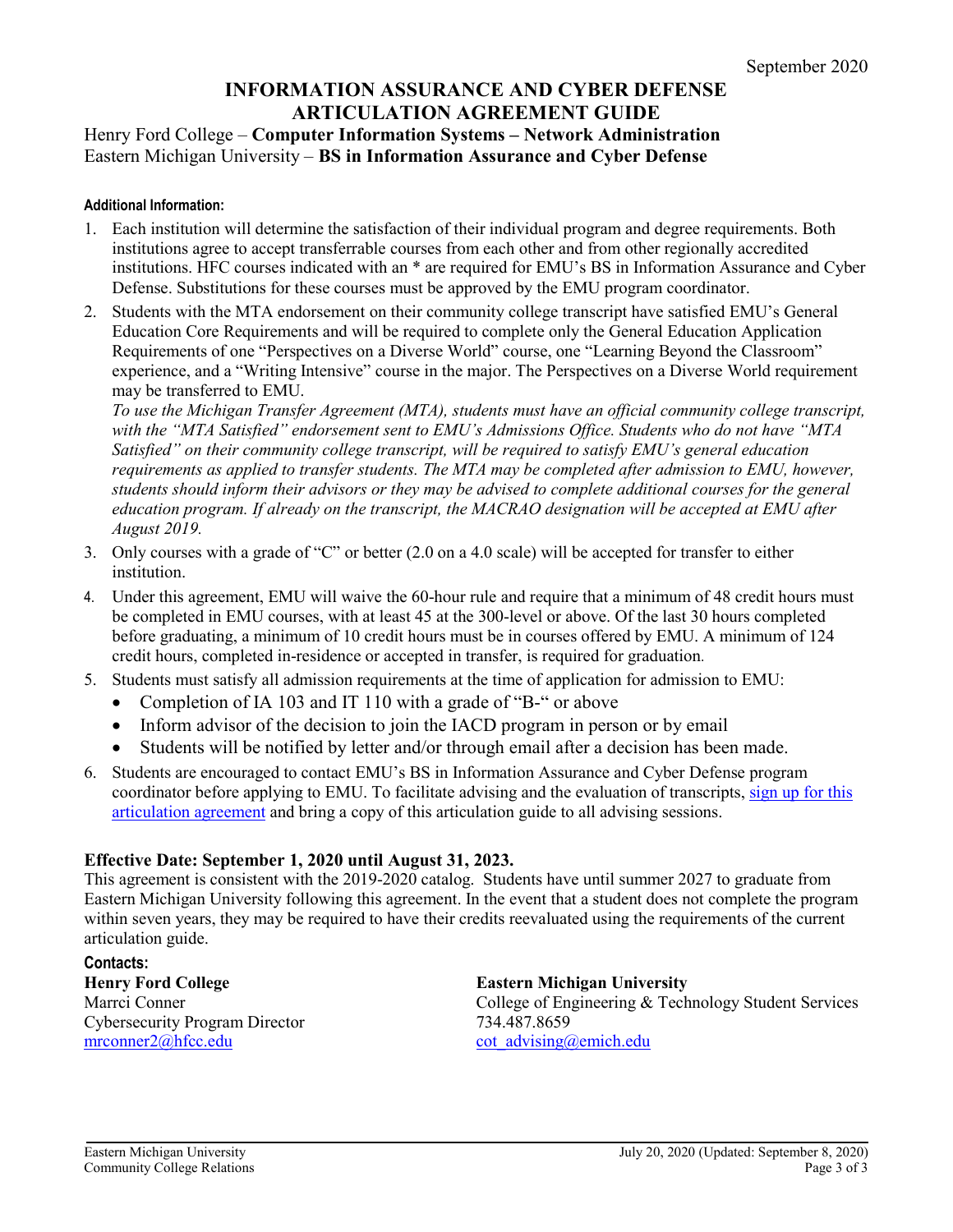September 2020

# INFORMATION ASSURANCE AND CYBER DEFENSE ARTICULATION AGREEMENT GUIDE

Henry Ford College – **Computer Information Systems – Network Administration**
Eastern Michigan University – **BS in Information Assurance and Cyber Defense**

**Additional Information:**

1. Each institution will determine the satisfaction of their individual program and degree requirements. Both institutions agree to accept transferrable courses from each other and from other regionally accredited institutions. HFC courses indicated with an * are required for EMU's BS in Information Assurance and Cyber Defense. Substitutions for these courses must be approved by the EMU program coordinator.
2. Students with the MTA endorsement on their community college transcript have satisfied EMU's General Education Core Requirements and will be required to complete only the General Education Application Requirements of one "Perspectives on a Diverse World" course, one "Learning Beyond the Classroom" experience, and a "Writing Intensive" course in the major. The Perspectives on a Diverse World requirement may be transferred to EMU.
   *To use the Michigan Transfer Agreement (MTA), students must have an official community college transcript, with the "MTA Satisfied" endorsement sent to EMU's Admissions Office. Students who do not have "MTA Satisfied" on their community college transcript, will be required to satisfy EMU's general education requirements as applied to transfer students. The MTA may be completed after admission to EMU, however, students should inform their advisors or they may be advised to complete additional courses for the general education program. If already on the transcript, the MACRAO designation will be accepted at EMU after August 2019.*
3. Only courses with a grade of "C" or better (2.0 on a 4.0 scale) will be accepted for transfer to either institution.
4. Under this agreement, EMU will waive the 60-hour rule and require that a minimum of 48 credit hours must be completed in EMU courses, with at least 45 at the 300-level or above. Of the last 30 hours completed before graduating, a minimum of 10 credit hours must be in courses offered by EMU. A minimum of 124 credit hours, completed in-residence or accepted in transfer, is required for graduation.
5. Students must satisfy all admission requirements at the time of application for admission to EMU:
   - Completion of IA 103 and IT 110 with a grade of "B-" or above
   - Inform advisor of the decision to join the IACD program in person or by email
   - Students will be notified by letter and/or through email after a decision has been made.
6. Students are encouraged to contact EMU's BS in Information Assurance and Cyber Defense program coordinator before applying to EMU. To facilitate advising and the evaluation of transcripts, sign up for this articulation agreement and bring a copy of this articulation guide to all advising sessions.

**Effective Date: September 1, 2020 until August 31, 2023.**

This agreement is consistent with the 2019-2020 catalog. Students have until summer 2027 to graduate from Eastern Michigan University following this agreement. In the event that a student does not complete the program within seven years, they may be required to have their credits reevaluated using the requirements of the current articulation guide.

**Contacts:**

**Henry Ford College**
Marrci Conner
Cybersecurity Program Director
mrconner2@hfcc.edu

**Eastern Michigan University**
College of Engineering & Technology Student Services
734.487.8659
cot_advising@emich.edu

Eastern Michigan University
Community College Relations

July 20, 2020 (Updated: September 8, 2020)